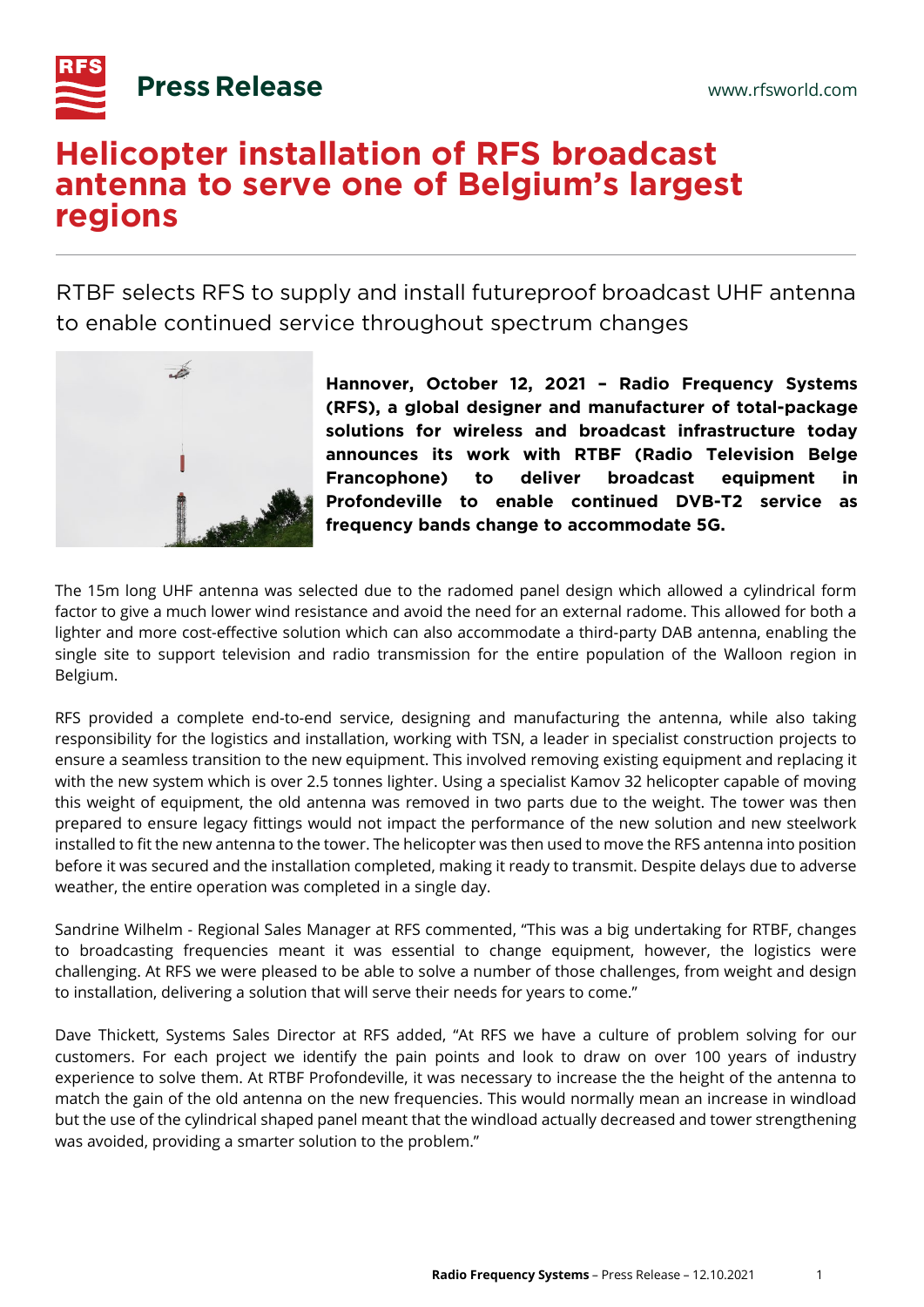Press Release

www.rfsworld.com

# Helicopter installation of RFS broadcast antenna to serve one of Belgium's largest regions

RTBF selects RFS to supply and install futureproof broadcast UHF antenna to enable continued service throughout spectrum changes

**Hannover, October 12, 2021 – Radio Frequency Systems (RFS), a global designer and manufacturer of total-package solutions for wireless and broadcast infrastructure today announces its work with RTBF (Radio Television Belge Francophone) to deliver broadcast equipment in Profondeville to enable continued DVB-T2 service as frequency bands change to accommodate 5G.**

The 15m long UHF antenna was selected due to the radomed panel design which allowed a cylindrical form factor to give a much lower wind resistance and avoid the need for an external radome. This allowed for both a lighter and more cost-effective solution which can also accommodate a third-party DAB antenna, enabling the single site to support television and radio transmission for the entire population of the Walloon region in Belgium.

RFS provided a complete end-to-end service, designing and manufacturing the antenna, while also taking responsibility for the logistics and installation, working with TSN, a leader in specialist construction projects to ensure a seamless transition to the new equipment. This involved removing existing equipment and replacing it with the new system which is over 2.5 tonnes lighter. Using a specialist Kamov 32 helicopter capable of moving this weight of equipment, the old antenna was removed in two parts due to the weight. The tower was then prepared to ensure legacy fittings would not impact the performance of the new solution and new steelwork installed to fit the new antenna to the tower. The helicopter was then used to move the RFS antenna into position before it was secured and the installation completed, making it ready to transmit. Despite delays due to adverse weather, the entire operation was completed in a single day.

Sandrine Wilhelm - Regional Sales Manager at RFS commented, "This was a big undertaking for RTBF, changes to broadcasting frequencies meant it was essential to change equipment, however, the logistics were challenging. At RFS we were pleased to be able to solve a number of those challenges, from weight and design to installation, delivering a solution that will serve their needs for years to come."

Dave Thickett, Systems Sales Director at RFS added, "At RFS we have a culture of problem solving for our customers. For each project we identify the pain points and look to draw on over 100 years of industry experience to solve them. At RTBF Profondeville, it was necessary to increase the the height of the antenna to match the gain of the old antenna on the new frequencies. This would normally mean an increase in windload but the use of the cylindrical shaped panel meant that the windload actually decreased and tower strengthening was avoided, providing a smarter solution to the problem."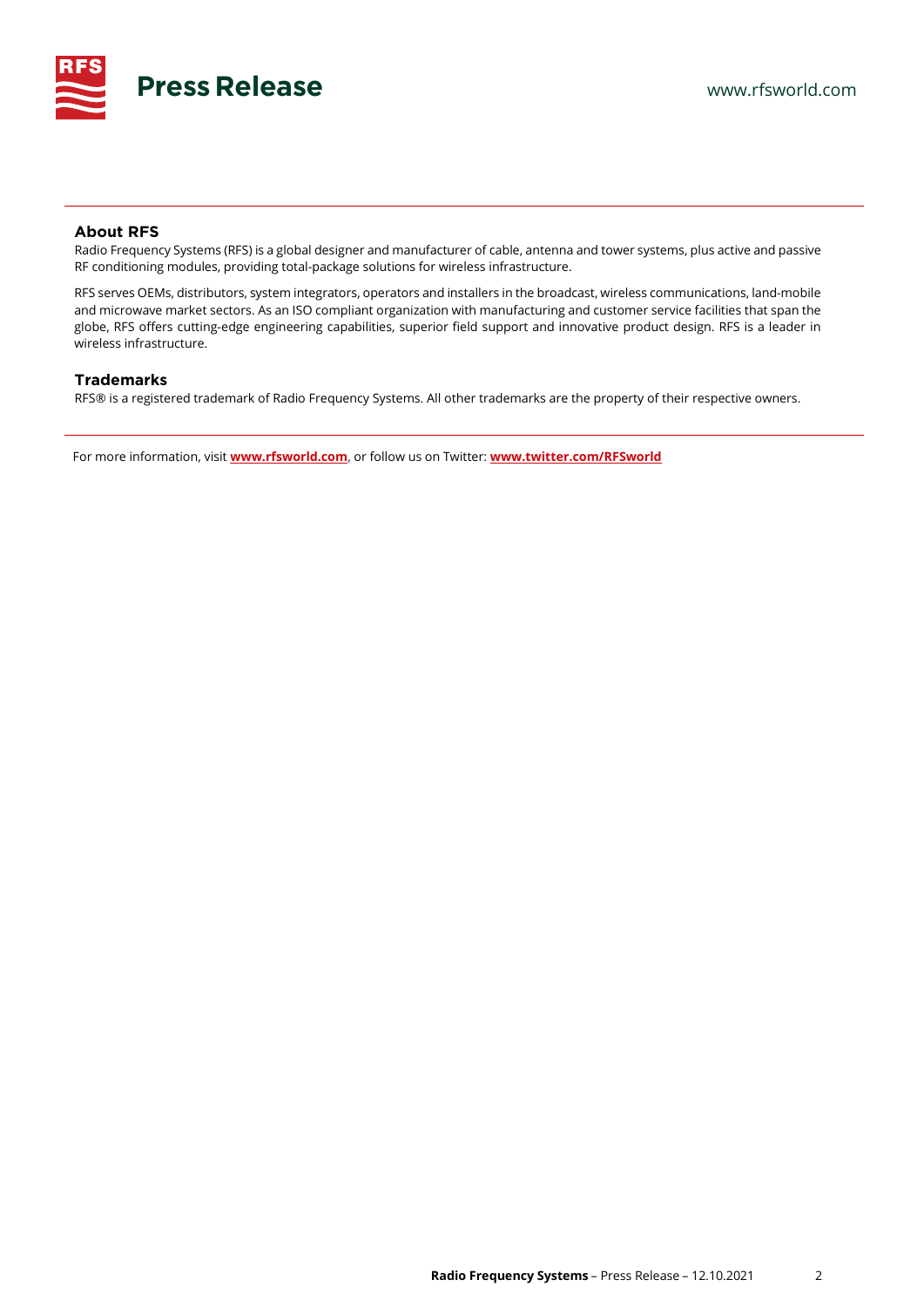## About RFS

Radio Frequency Systems (RFS) is a global designer and manufacturer of cable, antenna and tower systems, plus active and passive RF conditioning modules, providing total-package solutions for wireless infrastructure.

RFS serves OEMs, distributors, system integrators, operators and installers in the broadcast, wireless communications, land-mobile and microwave market sectors. As an ISO compliant organization with manufacturing and customer service facilities that span the globe, RFS offers cutting-edge engineering capabilities, superior field support and innovative product design. RFS is a leader in wireless infrastructure.

## Trademarks

RFS® is a registered trademark of Radio Frequency Systems. All other trademarks are the property of their respective owners.

---

For more information, visit **www.rfsworld.com**, or follow us on Twitter: **www.twitter.com/RFSworld**